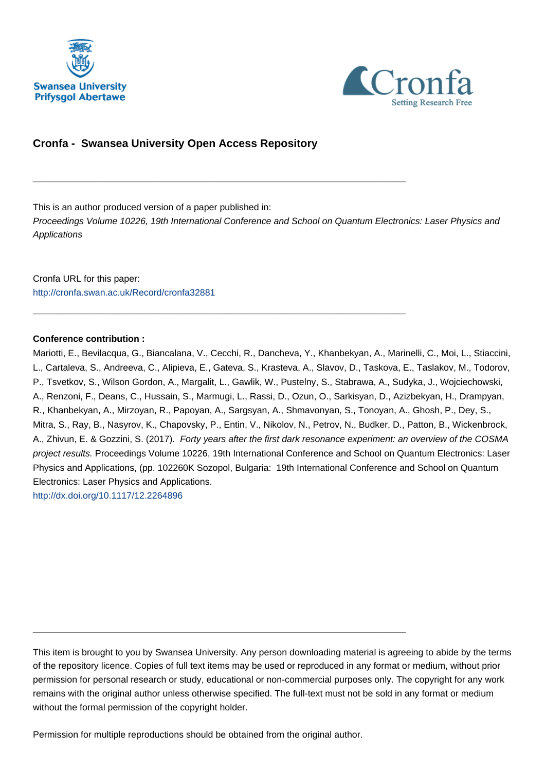# Cronfa - Swansea University Open Access Repository

---

This is an author produced version of a paper published in:

*Proceedings Volume 10226, 19th International Conference and School on Quantum Electronics: Laser Physics and Applications*

Cronfa URL for this paper:

http://cronfa.swan.ac.uk/Record/cronfa32881

---

**Conference contribution :**

Mariotti, E., Bevilacqua, G., Biancalana, V., Cecchi, R., Dancheva, Y., Khanbekyan, A., Marinelli, C., Moi, L., Stiaccini, L., Cartaleva, S., Andreeva, C., Alipieva, E., Gateva, S., Krasteva, A., Slavov, D., Taskova, E., Taslakov, M., Todorov, P., Tsvetkov, S., Wilson Gordon, A., Margalit, L., Gawlik, W., Pustelny, S., Stabrawa, A., Sudyka, J., Wojciechowski, A., Renzoni, F., Deans, C., Hussain, S., Marmugi, L., Rassi, D., Ozun, O., Sarkisyan, D., Azizbekyan, H., Drampyan, R., Khanbekyan, A., Mirzoyan, R., Papoyan, A., Sargsyan, A., Shmavonyan, S., Tonoyan, A., Ghosh, P., Dey, S., Mitra, S., Ray, B., Nasyrov, K., Chapovsky, P., Entin, V., Nikolov, N., Petrov, N., Budker, D., Patton, B., Wickenbrock, A., Zhivun, E. & Gozzini, S. (2017). *Forty years after the first dark resonance experiment: an overview of the COSMA project results.* Proceedings Volume 10226, 19th International Conference and School on Quantum Electronics: Laser Physics and Applications, (pp. 102260K Sozopol, Bulgaria: 19th International Conference and School on Quantum Electronics: Laser Physics and Applications.

http://dx.doi.org/10.1117/12.2264896

---

This item is brought to you by Swansea University. Any person downloading material is agreeing to abide by the terms of the repository licence. Copies of full text items may be used or reproduced in any format or medium, without prior permission for personal research or study, educational or non-commercial purposes only. The copyright for any work remains with the original author unless otherwise specified. The full-text must not be sold in any format or medium without the formal permission of the copyright holder.

Permission for multiple reproductions should be obtained from the original author.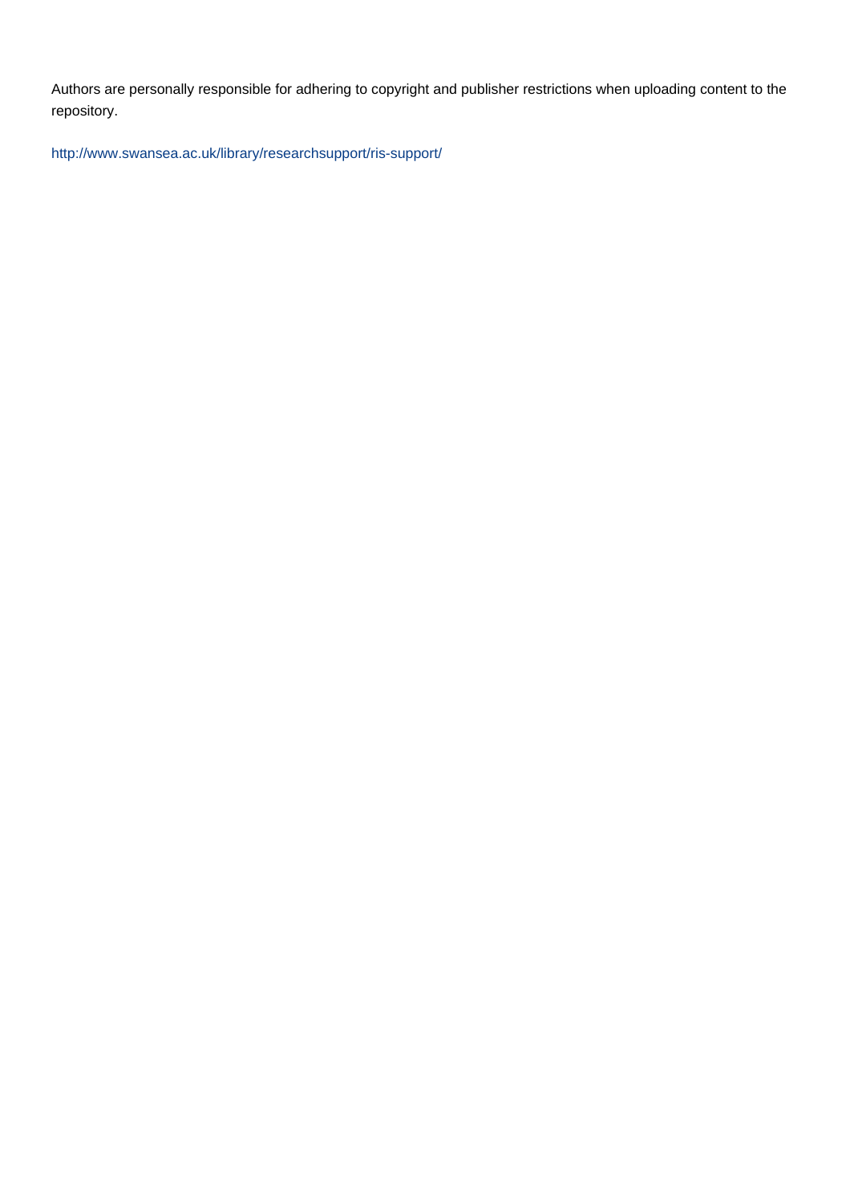Authors are personally responsible for adhering to copyright and publisher restrictions when uploading content to the repository.

http://www.swansea.ac.uk/library/researchsupport/ris-support/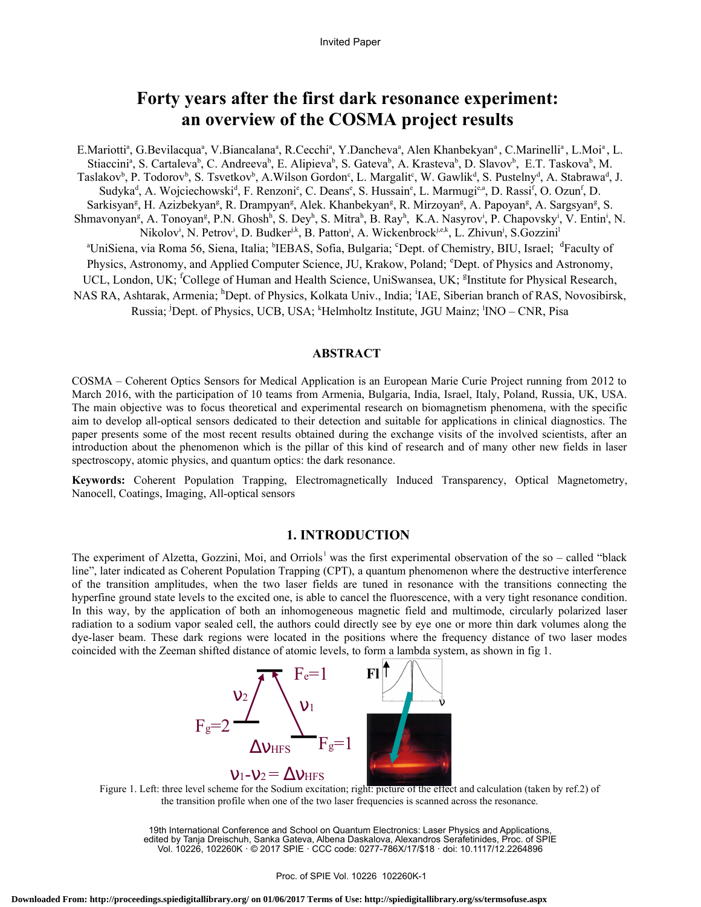Invited Paper

# Forty years after the first dark resonance experiment: an overview of the COSMA project results

E.Mariotti[a], G.Bevilacqua[a], V.Biancalana[a], R.Cecchi[a], Y.Dancheva[a], Alen Khanbekyan[a], C.Marinelli[a], L.Moi[a], L. Stiaccini[a], S. Cartaleva[b], C. Andreeva[b], E. Alipieva[b], S. Gateva[b], A. Krasteva[b], D. Slavov[b], E.T. Taskova[b], M. Taslakov[b], P. Todorov[b], S. Tsvetkov[b], A.Wilson Gordon[c], L. Margalit[c], W. Gawlik[d], S. Pustelny[d], A. Stabrawa[d], J. Sudyka[d], A. Wojciechowski[d], F. Renzoni[e], C. Deans[e], S. Hussain[e], L. Marmugi[e,a], D. Rassi[f], O. Ozun[f], D. Sarkisyan[g], H. Azizbekyan[g], R. Drampyan[g], Alek. Khanbekyan[g], R. Mirzoyan[g], A. Papoyan[g], A. Sargsyan[g], S. Shmavonyan[g], A. Tonoyan[g], P.N. Ghosh[h], S. Dey[h], S. Mitra[h], B. Ray[h], K.A. Nasyrov[i], P. Chapovsky[i], V. Entin[i], N. Nikolov[i], N. Petrov[i], D. Budker[j,k], B. Patton[j], A. Wickenbrock[j,e,k], L. Zhivun[j], S.Gozzini[l]

[a]UniSiena, via Roma 56, Siena, Italia; [b]IEBAS, Sofia, Bulgaria; [c]Dept. of Chemistry, BIU, Israel; [d]Faculty of Physics, Astronomy, and Applied Computer Science, JU, Krakow, Poland; [e]Dept. of Physics and Astronomy, UCL, London, UK; [f]College of Human and Health Science, UniSwansea, UK; [g]Institute for Physical Research, NAS RA, Ashtarak, Armenia; [h]Dept. of Physics, Kolkata Univ., India; [i]IAE, Siberian branch of RAS, Novosibirsk, Russia; [j]Dept. of Physics, UCB, USA; [k]Helmholtz Institute, JGU Mainz; [l]INO – CNR, Pisa

## ABSTRACT

COSMA – Coherent Optics Sensors for Medical Application is an European Marie Curie Project running from 2012 to March 2016, with the participation of 10 teams from Armenia, Bulgaria, India, Israel, Italy, Poland, Russia, UK, USA. The main objective was to focus theoretical and experimental research on biomagnetism phenomena, with the specific aim to develop all-optical sensors dedicated to their detection and suitable for applications in clinical diagnostics. The paper presents some of the most recent results obtained during the exchange visits of the involved scientists, after an introduction about the phenomenon which is the pillar of this kind of research and of many other new fields in laser spectroscopy, atomic physics, and quantum optics: the dark resonance.

**Keywords:** Coherent Population Trapping, Electromagnetically Induced Transparency, Optical Magnetometry, Nanocell, Coatings, Imaging, All-optical sensors

## 1. INTRODUCTION

The experiment of Alzetta, Gozzini, Moi, and Orriols[1] was the first experimental observation of the so – called "black line", later indicated as Coherent Population Trapping (CPT), a quantum phenomenon where the destructive interference of the transition amplitudes, when the two laser fields are tuned in resonance with the transitions connecting the hyperfine ground state levels to the excited one, is able to cancel the fluorescence, with a very tight resonance condition. In this way, by the application of both an inhomogeneous magnetic field and multimode, circularly polarized laser radiation to a sodium vapor sealed cell, the authors could directly see by eye one or more thin dark volumes along the dye-laser beam. These dark regions were located in the positions where the frequency distance of two laser modes coincided with the Zeeman shifted distance of atomic levels, to form a lambda system, as shown in fig 1.

$F_e=1$, $\nu_2$, $\nu_1$, $F_g=2$, $\Delta\nu_{HFS}$, $F_g=1$, $\nu_1-\nu_2=\Delta\nu_{HFS}$

Figure 1. Left: three level scheme for the Sodium excitation; right: picture of the effect and calculation (taken by ref.2) of the transition profile when one of the two laser frequencies is scanned across the resonance.

19th International Conference and School on Quantum Electronics: Laser Physics and Applications, edited by Tanja Dreischuh, Sanka Gateva, Albena Daskalova, Alexandros Serafetinides, Proc. of SPIE Vol. 10226, 102260K · © 2017 SPIE · CCC code: 0277-786X/17/$18 · doi: 10.1117/12.2264896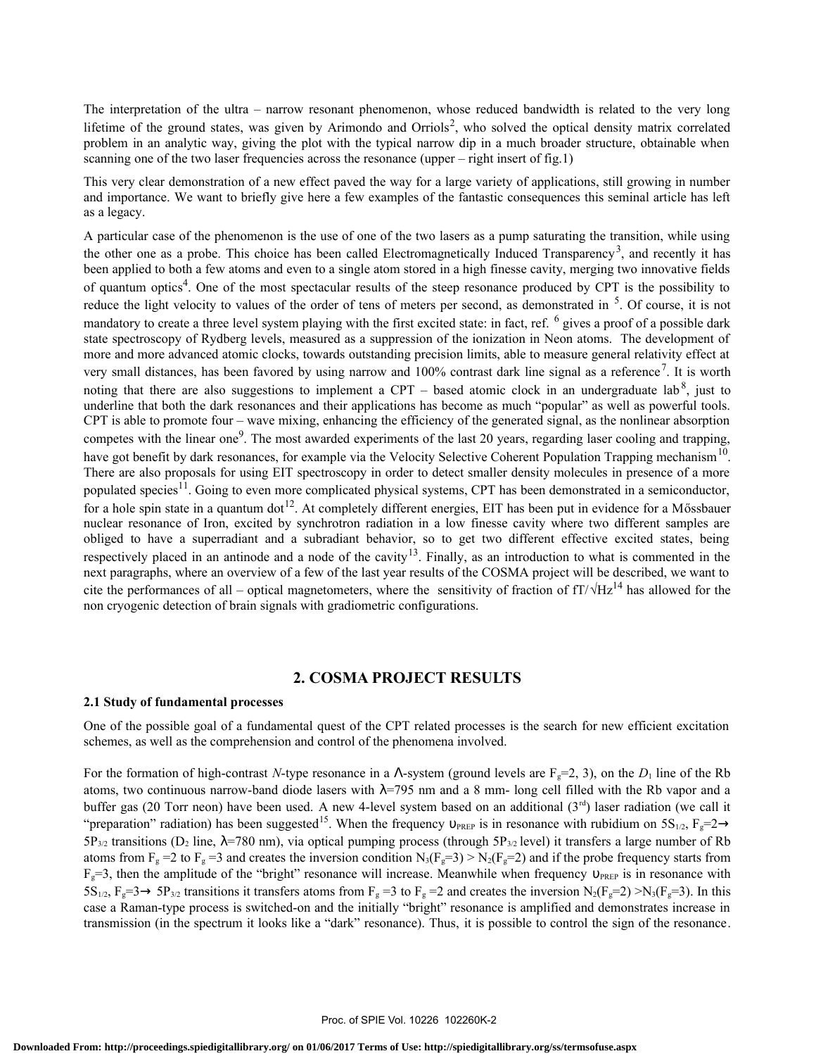The interpretation of the ultra – narrow resonant phenomenon, whose reduced bandwidth is related to the very long lifetime of the ground states, was given by Arimondo and Orriols[2], who solved the optical density matrix correlated problem in an analytic way, giving the plot with the typical narrow dip in a much broader structure, obtainable when scanning one of the two laser frequencies across the resonance (upper – right insert of fig.1)

This very clear demonstration of a new effect paved the way for a large variety of applications, still growing in number and importance. We want to briefly give here a few examples of the fantastic consequences this seminal article has left as a legacy.

A particular case of the phenomenon is the use of one of the two lasers as a pump saturating the transition, while using the other one as a probe. This choice has been called Electromagnetically Induced Transparency[3], and recently it has been applied to both a few atoms and even to a single atom stored in a high finesse cavity, merging two innovative fields of quantum optics[4]. One of the most spectacular results of the steep resonance produced by CPT is the possibility to reduce the light velocity to values of the order of tens of meters per second, as demonstrated in [5]. Of course, it is not mandatory to create a three level system playing with the first excited state: in fact, ref. [6] gives a proof of a possible dark state spectroscopy of Rydberg levels, measured as a suppression of the ionization in Neon atoms. The development of more and more advanced atomic clocks, towards outstanding precision limits, able to measure general relativity effect at very small distances, has been favored by using narrow and 100% contrast dark line signal as a reference[7]. It is worth noting that there are also suggestions to implement a CPT – based atomic clock in an undergraduate lab[8], just to underline that both the dark resonances and their applications has become as much "popular" as well as powerful tools. CPT is able to promote four – wave mixing, enhancing the efficiency of the generated signal, as the nonlinear absorption competes with the linear one[9]. The most awarded experiments of the last 20 years, regarding laser cooling and trapping, have got benefit by dark resonances, for example via the Velocity Selective Coherent Population Trapping mechanism[10]. There are also proposals for using EIT spectroscopy in order to detect smaller density molecules in presence of a more populated species[11]. Going to even more complicated physical systems, CPT has been demonstrated in a semiconductor, for a hole spin state in a quantum dot[12]. At completely different energies, EIT has been put in evidence for a Mőssbauer nuclear resonance of Iron, excited by synchrotron radiation in a low finesse cavity where two different samples are obliged to have a superradiant and a subradiant behavior, so to get two different effective excited states, being respectively placed in an antinode and a node of the cavity[13]. Finally, as an introduction to what is commented in the next paragraphs, where an overview of a few of the last year results of the COSMA project will be described, we want to cite the performances of all – optical magnetometers, where the sensitivity of fraction of fT/√Hz[14] has allowed for the non cryogenic detection of brain signals with gradiometric configurations.

## 2. COSMA PROJECT RESULTS

### 2.1 Study of fundamental processes

One of the possible goal of a fundamental quest of the CPT related processes is the search for new efficient excitation schemes, as well as the comprehension and control of the phenomena involved.

For the formation of high-contrast *N*-type resonance in a $\Lambda$-system (ground levels are $F_g$=2, 3), on the $D_1$ line of the Rb atoms, two continuous narrow-band diode lasers with $\lambda$=795 nm and a 8 mm- long cell filled with the Rb vapor and a buffer gas (20 Torr neon) have been used. A new 4-level system based on an additional (3rd) laser radiation (we call it "preparation" radiation) has been suggested[15]. When the frequency $\upsilon_{PREP}$ is in resonance with rubidium on $5S_{1/2}$, $F_g$=2→ $5P_{3/2}$ transitions ($D_2$ line, $\lambda$=780 nm), via optical pumping process (through $5P_{3/2}$ level) it transfers a large number of Rb atoms from $F_g$ =2 to $F_g$ =3 and creates the inversion condition $N_3(F_g=3) > N_2(F_g=2)$ and if the probe frequency starts from $F_g$=3, then the amplitude of the "bright" resonance will increase. Meanwhile when frequency $\upsilon_{PREP}$ is in resonance with $5S_{1/2}$, $F_g$=3→ $5P_{3/2}$ transitions it transfers atoms from $F_g$ =3 to $F_g$ =2 and creates the inversion $N_2(F_g=2) > N_3(F_g=3)$. In this case a Raman-type process is switched-on and the initially "bright" resonance is amplified and demonstrates increase in transmission (in the spectrum it looks like a "dark" resonance). Thus, it is possible to control the sign of the resonance.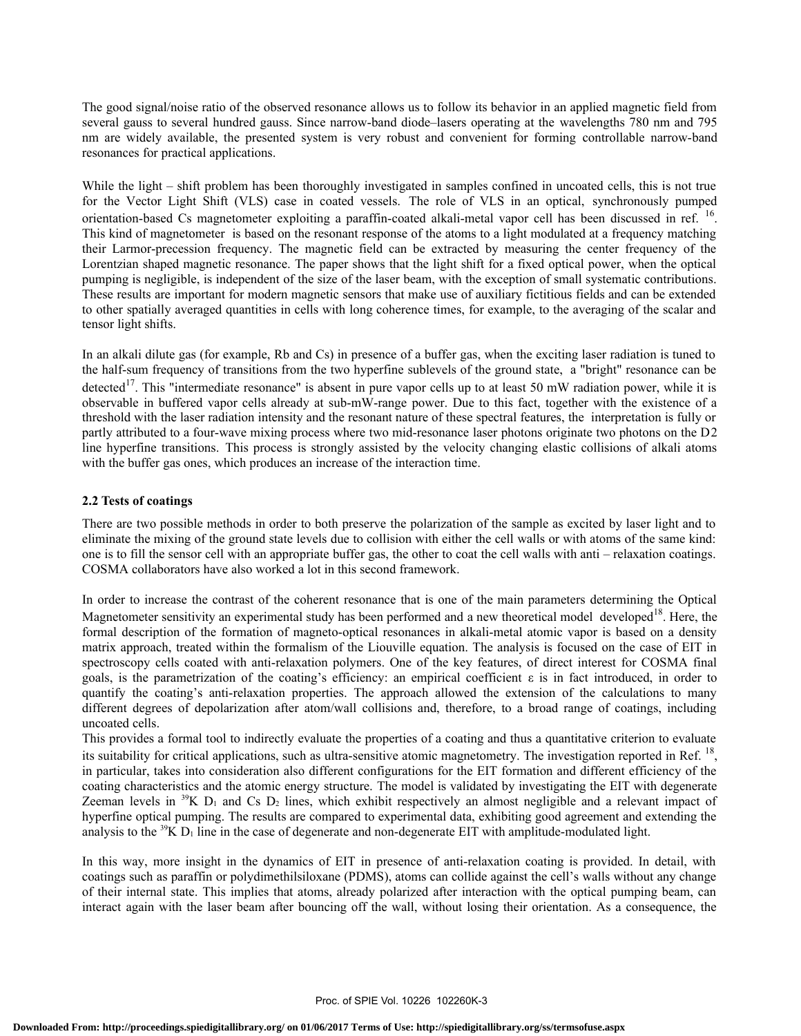The good signal/noise ratio of the observed resonance allows us to follow its behavior in an applied magnetic field from several gauss to several hundred gauss. Since narrow-band diode–lasers operating at the wavelengths 780 nm and 795 nm are widely available, the presented system is very robust and convenient for forming controllable narrow-band resonances for practical applications.

While the light – shift problem has been thoroughly investigated in samples confined in uncoated cells, this is not true for the Vector Light Shift (VLS) case in coated vessels. The role of VLS in an optical, synchronously pumped orientation-based Cs magnetometer exploiting a paraffin-coated alkali-metal vapor cell has been discussed in ref. [16]. This kind of magnetometer is based on the resonant response of the atoms to a light modulated at a frequency matching their Larmor-precession frequency. The magnetic field can be extracted by measuring the center frequency of the Lorentzian shaped magnetic resonance. The paper shows that the light shift for a fixed optical power, when the optical pumping is negligible, is independent of the size of the laser beam, with the exception of small systematic contributions. These results are important for modern magnetic sensors that make use of auxiliary fictitious fields and can be extended to other spatially averaged quantities in cells with long coherence times, for example, to the averaging of the scalar and tensor light shifts.

In an alkali dilute gas (for example, Rb and Cs) in presence of a buffer gas, when the exciting laser radiation is tuned to the half-sum frequency of transitions from the two hyperfine sublevels of the ground state, a "bright" resonance can be detected[17]. This "intermediate resonance" is absent in pure vapor cells up to at least 50 mW radiation power, while it is observable in buffered vapor cells already at sub-mW-range power. Due to this fact, together with the existence of a threshold with the laser radiation intensity and the resonant nature of these spectral features, the interpretation is fully or partly attributed to a four-wave mixing process where two mid-resonance laser photons originate two photons on the D2 line hyperfine transitions. This process is strongly assisted by the velocity changing elastic collisions of alkali atoms with the buffer gas ones, which produces an increase of the interaction time.

### 2.2 Tests of coatings

There are two possible methods in order to both preserve the polarization of the sample as excited by laser light and to eliminate the mixing of the ground state levels due to collision with either the cell walls or with atoms of the same kind: one is to fill the sensor cell with an appropriate buffer gas, the other to coat the cell walls with anti – relaxation coatings. COSMA collaborators have also worked a lot in this second framework.

In order to increase the contrast of the coherent resonance that is one of the main parameters determining the Optical Magnetometer sensitivity an experimental study has been performed and a new theoretical model developed[18]. Here, the formal description of the formation of magneto-optical resonances in alkali-metal atomic vapor is based on a density matrix approach, treated within the formalism of the Liouville equation. The analysis is focused on the case of EIT in spectroscopy cells coated with anti-relaxation polymers. One of the key features, of direct interest for COSMA final goals, is the parametrization of the coating's efficiency: an empirical coefficient $\varepsilon$ is in fact introduced, in order to quantify the coating's anti-relaxation properties. The approach allowed the extension of the calculations to many different degrees of depolarization after atom/wall collisions and, therefore, to a broad range of coatings, including uncoated cells.
This provides a formal tool to indirectly evaluate the properties of a coating and thus a quantitative criterion to evaluate its suitability for critical applications, such as ultra-sensitive atomic magnetometry. The investigation reported in Ref. [18], in particular, takes into consideration also different configurations for the EIT formation and different efficiency of the coating characteristics and the atomic energy structure. The model is validated by investigating the EIT with degenerate Zeeman levels in $^{39}K$ $D_1$ and Cs $D_2$ lines, which exhibit respectively an almost negligible and a relevant impact of hyperfine optical pumping. The results are compared to experimental data, exhibiting good agreement and extending the analysis to the $^{39}K$ $D_1$ line in the case of degenerate and non-degenerate EIT with amplitude-modulated light.

In this way, more insight in the dynamics of EIT in presence of anti-relaxation coating is provided. In detail, with coatings such as paraffin or polydimethilsiloxane (PDMS), atoms can collide against the cell's walls without any change of their internal state. This implies that atoms, already polarized after interaction with the optical pumping beam, can interact again with the laser beam after bouncing off the wall, without losing their orientation. As a consequence, the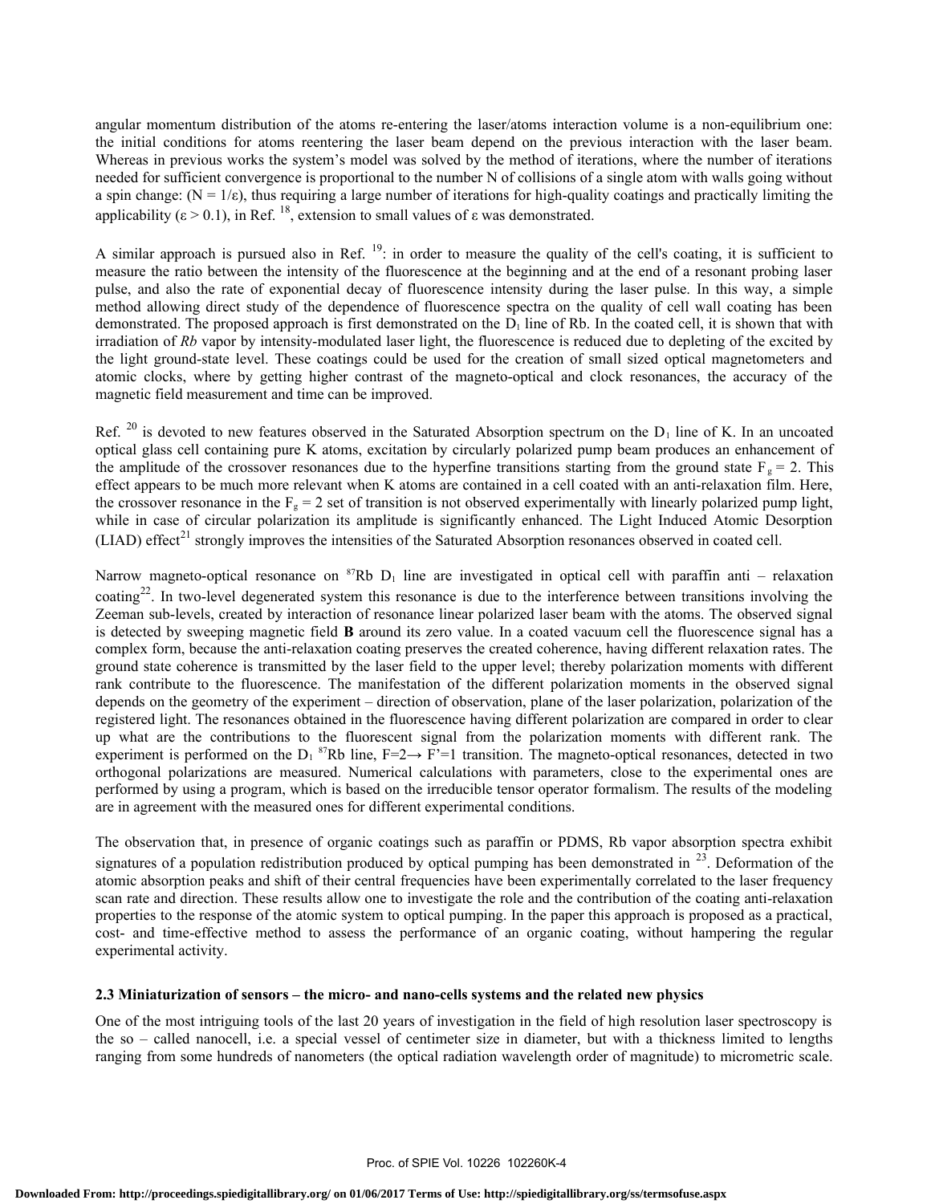angular momentum distribution of the atoms re-entering the laser/atoms interaction volume is a non-equilibrium one: the initial conditions for atoms reentering the laser beam depend on the previous interaction with the laser beam. Whereas in previous works the system's model was solved by the method of iterations, where the number of iterations needed for sufficient convergence is proportional to the number N of collisions of a single atom with walls going without a spin change: ($N = 1/\varepsilon$), thus requiring a large number of iterations for high-quality coatings and practically limiting the applicability ($\varepsilon > 0.1$), in Ref. [18], extension to small values of ε was demonstrated.

A similar approach is pursued also in Ref. [19]: in order to measure the quality of the cell's coating, it is sufficient to measure the ratio between the intensity of the fluorescence at the beginning and at the end of a resonant probing laser pulse, and also the rate of exponential decay of fluorescence intensity during the laser pulse. In this way, a simple method allowing direct study of the dependence of fluorescence spectra on the quality of cell wall coating has been demonstrated. The proposed approach is first demonstrated on the $D_1$ line of Rb. In the coated cell, it is shown that with irradiation of *Rb* vapor by intensity-modulated laser light, the fluorescence is reduced due to depleting of the excited by the light ground-state level. These coatings could be used for the creation of small sized optical magnetometers and atomic clocks, where by getting higher contrast of the magneto-optical and clock resonances, the accuracy of the magnetic field measurement and time can be improved.

Ref. [20] is devoted to new features observed in the Saturated Absorption spectrum on the $D_1$ line of K. In an uncoated optical glass cell containing pure K atoms, excitation by circularly polarized pump beam produces an enhancement of the amplitude of the crossover resonances due to the hyperfine transitions starting from the ground state $F_g = 2$. This effect appears to be much more relevant when K atoms are contained in a cell coated with an anti-relaxation film. Here, the crossover resonance in the $F_g = 2$ set of transition is not observed experimentally with linearly polarized pump light, while in case of circular polarization its amplitude is significantly enhanced. The Light Induced Atomic Desorption (LIAD) effect[21] strongly improves the intensities of the Saturated Absorption resonances observed in coated cell.

Narrow magneto-optical resonance on $^{87}$Rb $D_1$ line are investigated in optical cell with paraffin anti – relaxation coating[22]. In two-level degenerated system this resonance is due to the interference between transitions involving the Zeeman sub-levels, created by interaction of resonance linear polarized laser beam with the atoms. The observed signal is detected by sweeping magnetic field **B** around its zero value. In a coated vacuum cell the fluorescence signal has a complex form, because the anti-relaxation coating preserves the created coherence, having different relaxation rates. The ground state coherence is transmitted by the laser field to the upper level; thereby polarization moments with different rank contribute to the fluorescence. The manifestation of the different polarization moments in the observed signal depends on the geometry of the experiment – direction of observation, plane of the laser polarization, polarization of the registered light. The resonances obtained in the fluorescence having different polarization are compared in order to clear up what are the contributions to the fluorescent signal from the polarization moments with different rank. The experiment is performed on the $D_1$ $^{87}$Rb line, $F=2 \rightarrow F'=1$ transition. The magneto-optical resonances, detected in two orthogonal polarizations are measured. Numerical calculations with parameters, close to the experimental ones are performed by using a program, which is based on the irreducible tensor operator formalism. The results of the modeling are in agreement with the measured ones for different experimental conditions.

The observation that, in presence of organic coatings such as paraffin or PDMS, Rb vapor absorption spectra exhibit signatures of a population redistribution produced by optical pumping has been demonstrated in [23]. Deformation of the atomic absorption peaks and shift of their central frequencies have been experimentally correlated to the laser frequency scan rate and direction. These results allow one to investigate the role and the contribution of the coating anti-relaxation properties to the response of the atomic system to optical pumping. In the paper this approach is proposed as a practical, cost- and time-effective method to assess the performance of an organic coating, without hampering the regular experimental activity.

### 2.3 Miniaturization of sensors – the micro- and nano-cells systems and the related new physics

One of the most intriguing tools of the last 20 years of investigation in the field of high resolution laser spectroscopy is the so – called nanocell, i.e. a special vessel of centimeter size in diameter, but with a thickness limited to lengths ranging from some hundreds of nanometers (the optical radiation wavelength order of magnitude) to micrometric scale.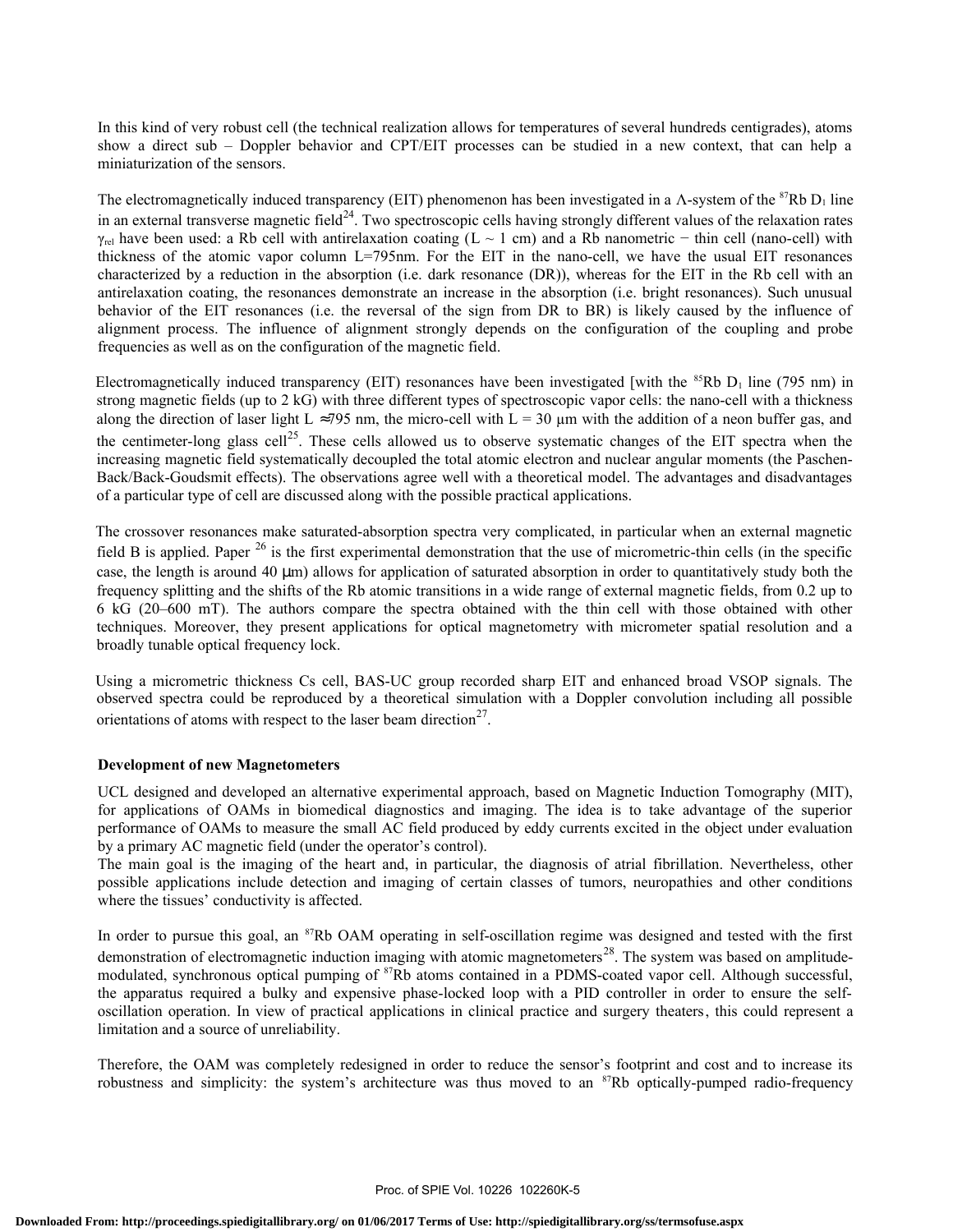In this kind of very robust cell (the technical realization allows for temperatures of several hundreds centigrades), atoms show a direct sub – Doppler behavior and CPT/EIT processes can be studied in a new context, that can help a miniaturization of the sensors.

The electromagnetically induced transparency (EIT) phenomenon has been investigated in a Λ-system of the $^{87}$Rb $D_1$ line in an external transverse magnetic field[24]. Two spectroscopic cells having strongly different values of the relaxation rates $\gamma_{rel}$ have been used: a Rb cell with antirelaxation coating ($L \sim 1$ cm) and a Rb nanometric − thin cell (nano-cell) with thickness of the atomic vapor column L=795nm. For the EIT in the nano-cell, we have the usual EIT resonances characterized by a reduction in the absorption (i.e. dark resonance (DR)), whereas for the EIT in the Rb cell with an antirelaxation coating, the resonances demonstrate an increase in the absorption (i.e. bright resonances). Such unusual behavior of the EIT resonances (i.e. the reversal of the sign from DR to BR) is likely caused by the influence of alignment process. The influence of alignment strongly depends on the configuration of the coupling and probe frequencies as well as on the configuration of the magnetic field.

Electromagnetically induced transparency (EIT) resonances have been investigated [with the $^{85}$Rb $D_1$ line (795 nm) in strong magnetic fields (up to 2 kG) with three different types of spectroscopic vapor cells: the nano-cell with a thickness along the direction of laser light $L \approx 795$ nm, the micro-cell with L = 30 μm with the addition of a neon buffer gas, and the centimeter-long glass cell[25]. These cells allowed us to observe systematic changes of the EIT spectra when the increasing magnetic field systematically decoupled the total atomic electron and nuclear angular moments (the Paschen-Back/Back-Goudsmit effects). The observations agree well with a theoretical model. The advantages and disadvantages of a particular type of cell are discussed along with the possible practical applications.

The crossover resonances make saturated-absorption spectra very complicated, in particular when an external magnetic field B is applied. Paper [26] is the first experimental demonstration that the use of micrometric-thin cells (in the specific case, the length is around 40 μm) allows for application of saturated absorption in order to quantitatively study both the frequency splitting and the shifts of the Rb atomic transitions in a wide range of external magnetic fields, from 0.2 up to 6 kG (20–600 mT). The authors compare the spectra obtained with the thin cell with those obtained with other techniques. Moreover, they present applications for optical magnetometry with micrometer spatial resolution and a broadly tunable optical frequency lock.

Using a micrometric thickness Cs cell, BAS-UC group recorded sharp EIT and enhanced broad VSOP signals. The observed spectra could be reproduced by a theoretical simulation with a Doppler convolution including all possible orientations of atoms with respect to the laser beam direction[27].

**Development of new Magnetometers**

UCL designed and developed an alternative experimental approach, based on Magnetic Induction Tomography (MIT), for applications of OAMs in biomedical diagnostics and imaging. The idea is to take advantage of the superior performance of OAMs to measure the small AC field produced by eddy currents excited in the object under evaluation by a primary AC magnetic field (under the operator's control).
The main goal is the imaging of the heart and, in particular, the diagnosis of atrial fibrillation. Nevertheless, other possible applications include detection and imaging of certain classes of tumors, neuropathies and other conditions where the tissues' conductivity is affected.

In order to pursue this goal, an $^{87}$Rb OAM operating in self-oscillation regime was designed and tested with the first demonstration of electromagnetic induction imaging with atomic magnetometers[28]. The system was based on amplitude-modulated, synchronous optical pumping of $^{87}$Rb atoms contained in a PDMS-coated vapor cell. Although successful, the apparatus required a bulky and expensive phase-locked loop with a PID controller in order to ensure the self-oscillation operation. In view of practical applications in clinical practice and surgery theaters, this could represent a limitation and a source of unreliability.

Therefore, the OAM was completely redesigned in order to reduce the sensor's footprint and cost and to increase its robustness and simplicity: the system's architecture was thus moved to an $^{87}$Rb optically-pumped radio-frequency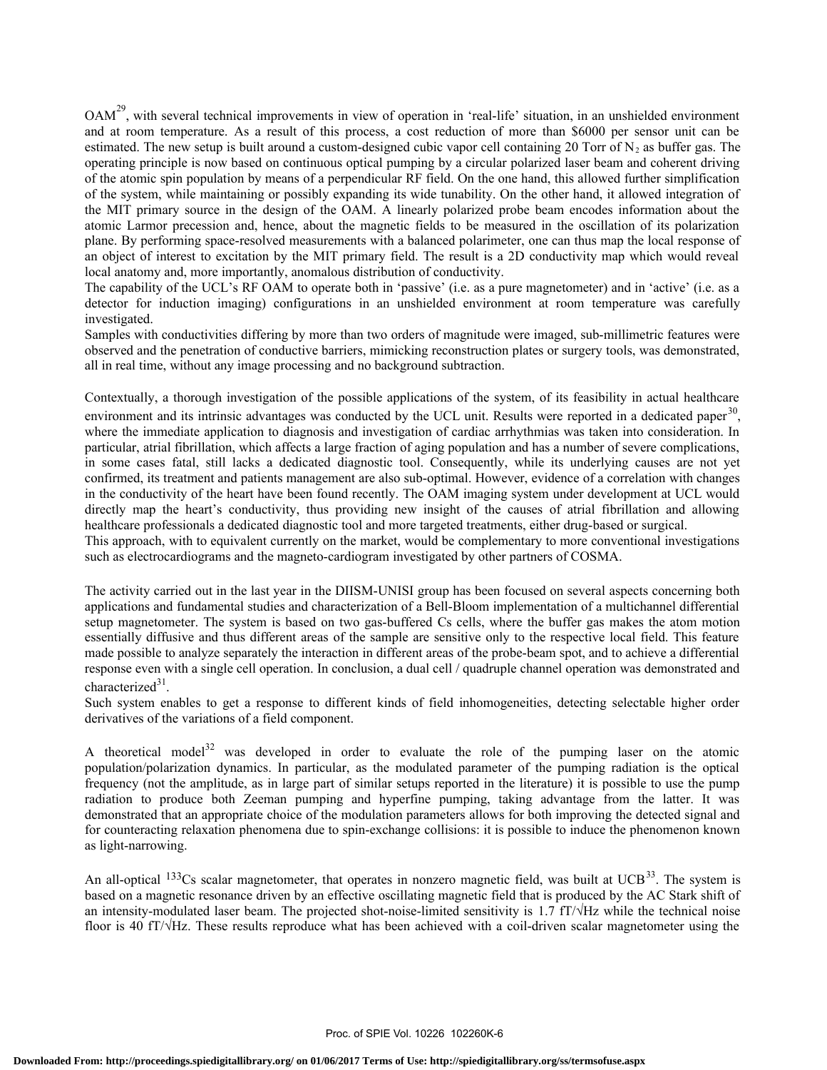OAM[29], with several technical improvements in view of operation in 'real-life' situation, in an unshielded environment and at room temperature. As a result of this process, a cost reduction of more than \$6000 per sensor unit can be estimated. The new setup is built around a custom-designed cubic vapor cell containing 20 Torr of $N_2$ as buffer gas. The operating principle is now based on continuous optical pumping by a circular polarized laser beam and coherent driving of the atomic spin population by means of a perpendicular RF field. On the one hand, this allowed further simplification of the system, while maintaining or possibly expanding its wide tunability. On the other hand, it allowed integration of the MIT primary source in the design of the OAM. A linearly polarized probe beam encodes information about the atomic Larmor precession and, hence, about the magnetic fields to be measured in the oscillation of its polarization plane. By performing space-resolved measurements with a balanced polarimeter, one can thus map the local response of an object of interest to excitation by the MIT primary field. The result is a 2D conductivity map which would reveal local anatomy and, more importantly, anomalous distribution of conductivity.

The capability of the UCL's RF OAM to operate both in 'passive' (i.e. as a pure magnetometer) and in 'active' (i.e. as a detector for induction imaging) configurations in an unshielded environment at room temperature was carefully investigated.

Samples with conductivities differing by more than two orders of magnitude were imaged, sub-millimetric features were observed and the penetration of conductive barriers, mimicking reconstruction plates or surgery tools, was demonstrated, all in real time, without any image processing and no background subtraction.

Contextually, a thorough investigation of the possible applications of the system, of its feasibility in actual healthcare environment and its intrinsic advantages was conducted by the UCL unit. Results were reported in a dedicated paper[30], where the immediate application to diagnosis and investigation of cardiac arrhythmias was taken into consideration. In particular, atrial fibrillation, which affects a large fraction of aging population and has a number of severe complications, in some cases fatal, still lacks a dedicated diagnostic tool. Consequently, while its underlying causes are not yet confirmed, its treatment and patients management are also sub-optimal. However, evidence of a correlation with changes in the conductivity of the heart have been found recently. The OAM imaging system under development at UCL would directly map the heart's conductivity, thus providing new insight of the causes of atrial fibrillation and allowing healthcare professionals a dedicated diagnostic tool and more targeted treatments, either drug-based or surgical.

This approach, with to equivalent currently on the market, would be complementary to more conventional investigations such as electrocardiograms and the magneto-cardiogram investigated by other partners of COSMA.

The activity carried out in the last year in the DIISM-UNISI group has been focused on several aspects concerning both applications and fundamental studies and characterization of a Bell-Bloom implementation of a multichannel differential setup magnetometer. The system is based on two gas-buffered Cs cells, where the buffer gas makes the atom motion essentially diffusive and thus different areas of the sample are sensitive only to the respective local field. This feature made possible to analyze separately the interaction in different areas of the probe-beam spot, and to achieve a differential response even with a single cell operation. In conclusion, a dual cell / quadruple channel operation was demonstrated and characterized[31].

Such system enables to get a response to different kinds of field inhomogeneities, detecting selectable higher order derivatives of the variations of a field component.

A theoretical model[32] was developed in order to evaluate the role of the pumping laser on the atomic population/polarization dynamics. In particular, as the modulated parameter of the pumping radiation is the optical frequency (not the amplitude, as in large part of similar setups reported in the literature) it is possible to use the pump radiation to produce both Zeeman pumping and hyperfine pumping, taking advantage from the latter. It was demonstrated that an appropriate choice of the modulation parameters allows for both improving the detected signal and for counteracting relaxation phenomena due to spin-exchange collisions: it is possible to induce the phenomenon known as light-narrowing.

An all-optical $^{133}Cs$ scalar magnetometer, that operates in nonzero magnetic field, was built at UCB[33]. The system is based on a magnetic resonance driven by an effective oscillating magnetic field that is produced by the AC Stark shift of an intensity-modulated laser beam. The projected shot-noise-limited sensitivity is 1.7 fT/√Hz while the technical noise floor is 40 fT/√Hz. These results reproduce what has been achieved with a coil-driven scalar magnetometer using the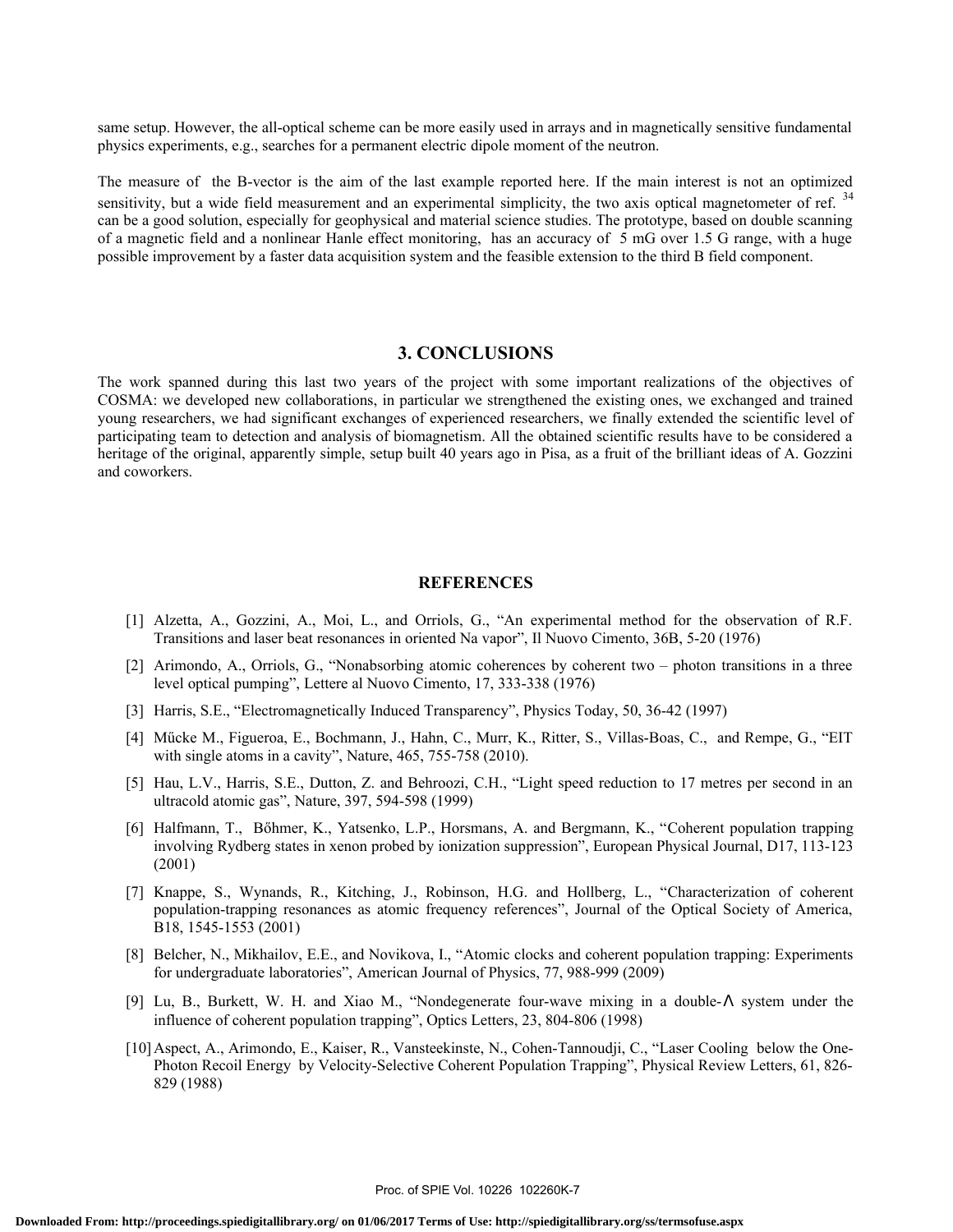same setup. However, the all-optical scheme can be more easily used in arrays and in magnetically sensitive fundamental physics experiments, e.g., searches for a permanent electric dipole moment of the neutron.

The measure of the B-vector is the aim of the last example reported here. If the main interest is not an optimized sensitivity, but a wide field measurement and an experimental simplicity, the two axis optical magnetometer of ref. [34] can be a good solution, especially for geophysical and material science studies. The prototype, based on double scanning of a magnetic field and a nonlinear Hanle effect monitoring, has an accuracy of 5 mG over 1.5 G range, with a huge possible improvement by a faster data acquisition system and the feasible extension to the third B field component.

## 3. CONCLUSIONS

The work spanned during this last two years of the project with some important realizations of the objectives of COSMA: we developed new collaborations, in particular we strengthened the existing ones, we exchanged and trained young researchers, we had significant exchanges of experienced researchers, we finally extended the scientific level of participating team to detection and analysis of biomagnetism. All the obtained scientific results have to be considered a heritage of the original, apparently simple, setup built 40 years ago in Pisa, as a fruit of the brilliant ideas of A. Gozzini and coworkers.

## REFERENCES

[1] Alzetta, A., Gozzini, A., Moi, L., and Orriols, G., "An experimental method for the observation of R.F. Transitions and laser beat resonances in oriented Na vapor", Il Nuovo Cimento, 36B, 5-20 (1976)

[2] Arimondo, A., Orriols, G., "Nonabsorbing atomic coherences by coherent two – photon transitions in a three level optical pumping", Lettere al Nuovo Cimento, 17, 333-338 (1976)

[3] Harris, S.E., "Electromagnetically Induced Transparency", Physics Today, 50, 36-42 (1997)

[4] Műcke M., Figueroa, E., Bochmann, J., Hahn, C., Murr, K., Ritter, S., Villas-Boas, C., and Rempe, G., "EIT with single atoms in a cavity", Nature, 465, 755-758 (2010).

[5] Hau, L.V., Harris, S.E., Dutton, Z. and Behroozi, C.H., "Light speed reduction to 17 metres per second in an ultracold atomic gas", Nature, 397, 594-598 (1999)

[6] Halfmann, T., Bőhmer, K., Yatsenko, L.P., Horsmans, A. and Bergmann, K., "Coherent population trapping involving Rydberg states in xenon probed by ionization suppression", European Physical Journal, D17, 113-123 (2001)

[7] Knappe, S., Wynands, R., Kitching, J., Robinson, H.G. and Hollberg, L., "Characterization of coherent population-trapping resonances as atomic frequency references", Journal of the Optical Society of America, B18, 1545-1553 (2001)

[8] Belcher, N., Mikhailov, E.E., and Novikova, I., "Atomic clocks and coherent population trapping: Experiments for undergraduate laboratories", American Journal of Physics, 77, 988-999 (2009)

[9] Lu, B., Burkett, W. H. and Xiao M., "Nondegenerate four-wave mixing in a double-$\Lambda$ system under the influence of coherent population trapping", Optics Letters, 23, 804-806 (1998)

[10] Aspect, A., Arimondo, E., Kaiser, R., Vansteekinste, N., Cohen-Tannoudji, C., "Laser Cooling below the One-Photon Recoil Energy by Velocity-Selective Coherent Population Trapping", Physical Review Letters, 61, 826-829 (1988)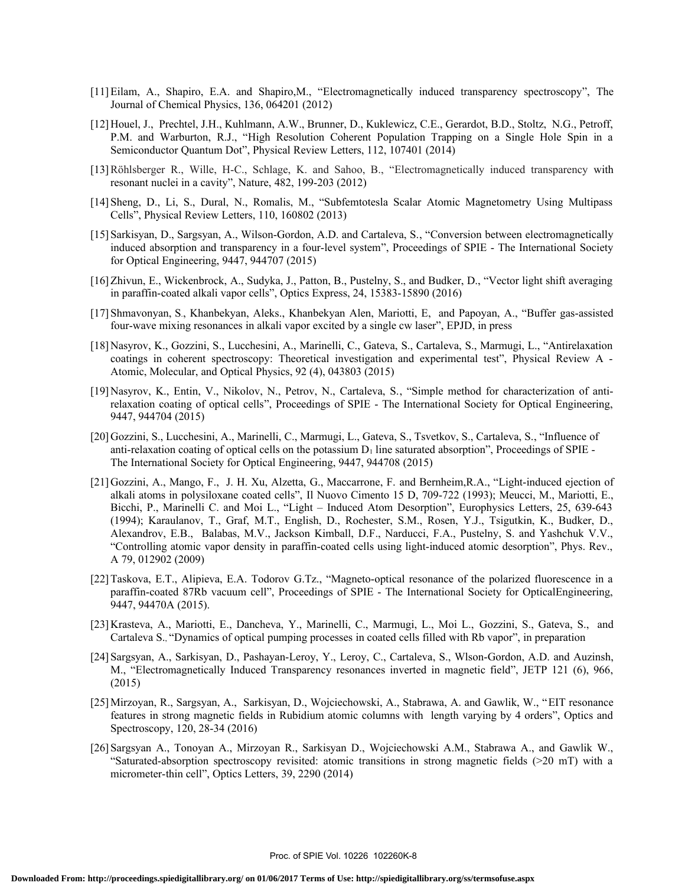[11] Eilam, A., Shapiro, E.A. and Shapiro,M., "Electromagnetically induced transparency spectroscopy", The Journal of Chemical Physics, 136, 064201 (2012)

[12] Houel, J., Prechtel, J.H., Kuhlmann, A.W., Brunner, D., Kuklewicz, C.E., Gerardot, B.D., Stoltz, N.G., Petroff, P.M. and Warburton, R.J., "High Resolution Coherent Population Trapping on a Single Hole Spin in a Semiconductor Quantum Dot", Physical Review Letters, 112, 107401 (2014)

[13] Röhlsberger R., Wille, H-C., Schlage, K. and Sahoo, B., "Electromagnetically induced transparency with resonant nuclei in a cavity", Nature, 482, 199-203 (2012)

[14] Sheng, D., Li, S., Dural, N., Romalis, M., "Subfemtotesla Scalar Atomic Magnetometry Using Multipass Cells", Physical Review Letters, 110, 160802 (2013)

[15] Sarkisyan, D., Sargsyan, A., Wilson-Gordon, A.D. and Cartaleva, S., "Conversion between electromagnetically induced absorption and transparency in a four-level system", Proceedings of SPIE - The International Society for Optical Engineering, 9447, 944707 (2015)

[16] Zhivun, E., Wickenbrock, A., Sudyka, J., Patton, B., Pustelny, S., and Budker, D., "Vector light shift averaging in paraffin-coated alkali vapor cells", Optics Express, 24, 15383-15890 (2016)

[17] Shmavonyan, S., Khanbekyan, Aleks., Khanbekyan Alen, Mariotti, E, and Papoyan, A., "Buffer gas-assisted four-wave mixing resonances in alkali vapor excited by a single cw laser", EPJD, in press

[18] Nasyrov, K., Gozzini, S., Lucchesini, A., Marinelli, C., Gateva, S., Cartaleva, S., Marmugi, L., "Antirelaxation coatings in coherent spectroscopy: Theoretical investigation and experimental test", Physical Review A - Atomic, Molecular, and Optical Physics, 92 (4), 043803 (2015)

[19] Nasyrov, K., Entin, V., Nikolov, N., Petrov, N., Cartaleva, S., "Simple method for characterization of anti-relaxation coating of optical cells", Proceedings of SPIE - The International Society for Optical Engineering, 9447, 944704 (2015)

[20] Gozzini, S., Lucchesini, A., Marinelli, C., Marmugi, L., Gateva, S., Tsvetkov, S., Cartaleva, S., "Influence of anti-relaxation coating of optical cells on the potassium $D_1$ line saturated absorption", Proceedings of SPIE - The International Society for Optical Engineering, 9447, 944708 (2015)

[21] Gozzini, A., Mango, F., J. H. Xu, Alzetta, G., Maccarrone, F. and Bernheim,R.A., "Light-induced ejection of alkali atoms in polysiloxane coated cells", Il Nuovo Cimento 15 D, 709-722 (1993); Meucci, M., Mariotti, E., Bicchi, P., Marinelli C. and Moi L., "Light – Induced Atom Desorption", Europhysics Letters, 25, 639-643 (1994); Karaulanov, T., Graf, M.T., English, D., Rochester, S.M., Rosen, Y.J., Tsigutkin, K., Budker, D., Alexandrov, E.B., Balabas, M.V., Jackson Kimball, D.F., Narducci, F.A., Pustelny, S. and Yashchuk V.V., "Controlling atomic vapor density in paraffin-coated cells using light-induced atomic desorption", Phys. Rev., A 79, 012902 (2009)

[22] Taskova, E.T., Alipieva, E.A. Todorov G.Tz., "Magneto-optical resonance of the polarized fluorescence in a paraffin-coated 87Rb vacuum cell", Proceedings of SPIE - The International Society for OpticalEngineering, 9447, 94470A (2015).

[23] Krasteva, A., Mariotti, E., Dancheva, Y., Marinelli, C., Marmugi, L., Moi L., Gozzini, S., Gateva, S., and Cartaleva S., "Dynamics of optical pumping processes in coated cells filled with Rb vapor", in preparation

[24] Sargsyan, A., Sarkisyan, D., Pashayan-Leroy, Y., Leroy, C., Cartaleva, S., Wlson-Gordon, A.D. and Auzinsh, M., "Electromagnetically Induced Transparency resonances inverted in magnetic field", JETP 121 (6), 966, (2015)

[25] Mirzoyan, R., Sargsyan, A., Sarkisyan, D., Wojciechowski, A., Stabrawa, A. and Gawlik, W., "EIT resonance features in strong magnetic fields in Rubidium atomic columns with length varying by 4 orders", Optics and Spectroscopy, 120, 28-34 (2016)

[26] Sargsyan A., Tonoyan A., Mirzoyan R., Sarkisyan D., Wojciechowski A.M., Stabrawa A., and Gawlik W., "Saturated-absorption spectroscopy revisited: atomic transitions in strong magnetic fields (>20 mT) with a micrometer-thin cell", Optics Letters, 39, 2290 (2014)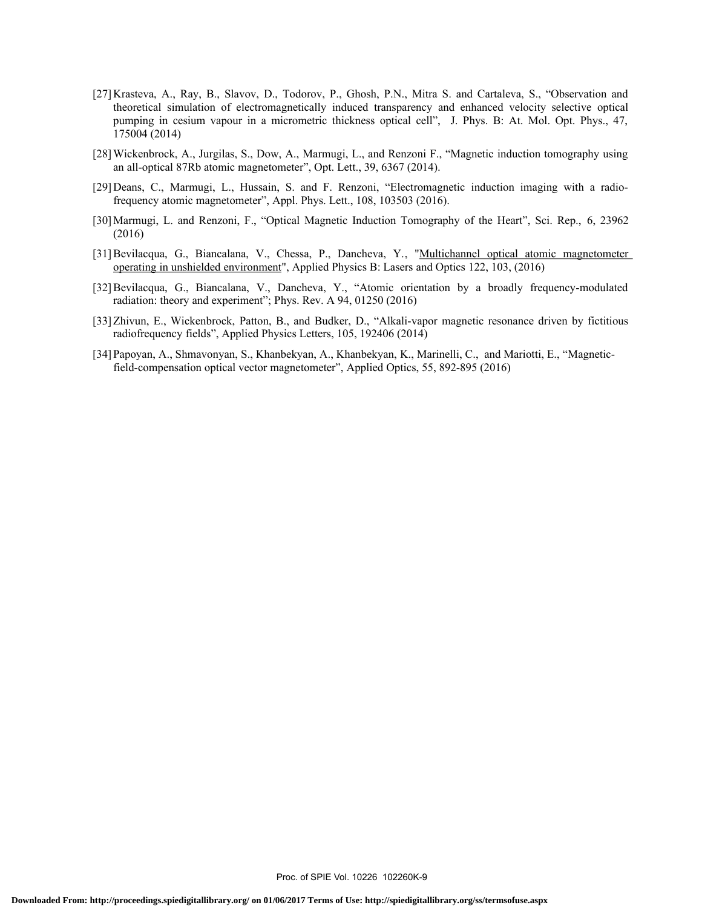[27] Krasteva, A., Ray, B., Slavov, D., Todorov, P., Ghosh, P.N., Mitra S. and Cartaleva, S., "Observation and theoretical simulation of electromagnetically induced transparency and enhanced velocity selective optical pumping in cesium vapour in a micrometric thickness optical cell", J. Phys. B: At. Mol. Opt. Phys., 47, 175004 (2014)

[28] Wickenbrock, A., Jurgilas, S., Dow, A., Marmugi, L., and Renzoni F., "Magnetic induction tomography using an all-optical 87Rb atomic magnetometer", Opt. Lett., 39, 6367 (2014).

[29] Deans, C., Marmugi, L., Hussain, S. and F. Renzoni, "Electromagnetic induction imaging with a radio-frequency atomic magnetometer", Appl. Phys. Lett., 108, 103503 (2016).

[30] Marmugi, L. and Renzoni, F., "Optical Magnetic Induction Tomography of the Heart", Sci. Rep., 6, 23962 (2016)

[31] Bevilacqua, G., Biancalana, V., Chessa, P., Dancheva, Y., "Multichannel optical atomic magnetometer operating in unshielded environment", Applied Physics B: Lasers and Optics 122, 103, (2016)

[32] Bevilacqua, G., Biancalana, V., Dancheva, Y., "Atomic orientation by a broadly frequency-modulated radiation: theory and experiment"; Phys. Rev. A 94, 01250 (2016)

[33] Zhivun, E., Wickenbrock, Patton, B., and Budker, D., "Alkali-vapor magnetic resonance driven by fictitious radiofrequency fields", Applied Physics Letters, 105, 192406 (2014)

[34] Papoyan, A., Shmavonyan, S., Khanbekyan, A., Khanbekyan, K., Marinelli, C., and Mariotti, E., "Magnetic-field-compensation optical vector magnetometer", Applied Optics, 55, 892-895 (2016)